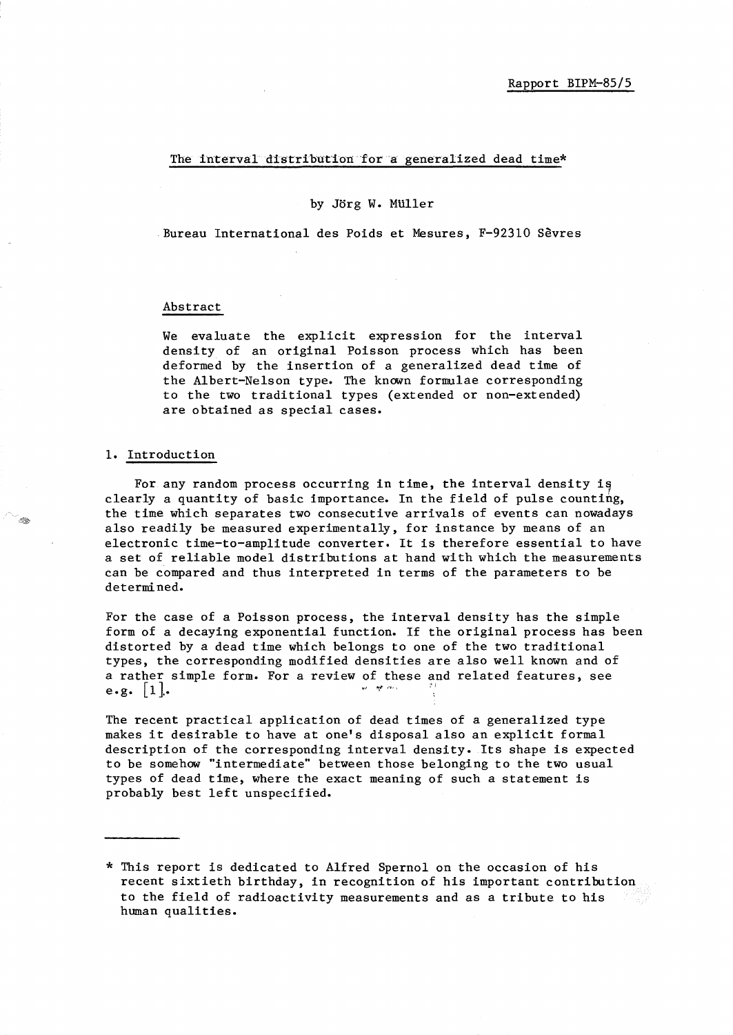Rapport BIPM-85/5

# The interval distribution for a generalized dead time*

by Jörg W. Müller

Bureau International des Poids et Mesures, F-92310 Sèvres

## Abstract

We evaluate the explicit expression for the interval density of an original Poisson process which has been deformed by the insertion of a generalized dead time of the Albert-Nelson type. The known formulae corresponding to the two traditional types (extended or non-extended) are obtained as special cases.

## 1. Introduction

For any random process occurring in time, the interval density is clearly a quantity of basic importance. In the field of pulse counting, the time which separates two consecutive arrivals of events can nowadays also readily be measured experimentally, for instance by means of an electronic time-to-amplitude converter. It is therefore essential to have a set of reliable model distributions at hand with which the measurements can be compared and thus interpreted in terms of the parameters to be determined.

For the case of a Poisson process, the interval density has the simple form of a decaying exponential function. If the original process has been distorted by a dead time which belongs to one of the two traditional types, the corresponding modified densities are also well known and of a rather simple form. For a review of these and related features, see e.g. [1].

The recent practical application of dead times of a generalized type makes it desirable to have at one's disposal also an explicit formal description of the corresponding interval density. Its shape is expected to be somehow "intermediate" between those belonging to the two usual types of dead time, where the exact meaning of such a statement is probably best left unspecified.

---

* This report is dedicated to Alfred Spernol on the occasion of his recent sixtieth birthday, in recognition of his important contribution to the field of radioactivity measurements and as a tribute to his human qualities.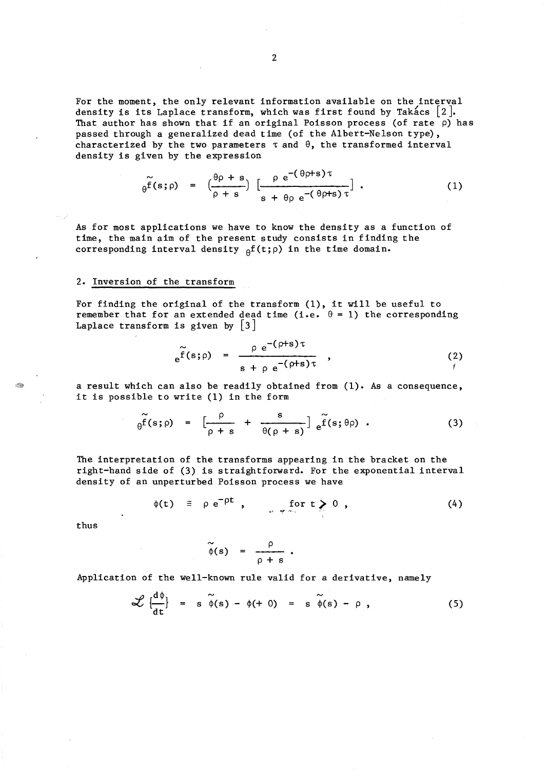For the moment, the only relevant information available on the interval density is its Laplace transform, which was first found by Takács [2]. That author has shown that if an original Poisson process (of rate $\rho$) has passed through a generalized dead time (of the Albert-Nelson type), characterized by the two parameters $\tau$ and $\theta$, the transformed interval density is given by the expression

$$
{}_{\theta}\tilde{f}(s;\rho) = \left(\frac{\theta\rho + s}{\rho + s}\right) \left[\frac{\rho\, e^{-(\theta\rho+s)\tau}}{s + \theta\rho\, e^{-(\theta\rho+s)\tau}}\right] . \tag{1}
$$

As for most applications we have to know the density as a function of time, the main aim of the present study consists in finding the corresponding interval density ${}_{\theta}f(t;\rho)$ in the time domain.

## 2. Inversion of the transform

For finding the original of the transform (1), it will be useful to remember that for an extended dead time (i.e. $\theta = 1$) the corresponding Laplace transform is given by [3]

$$
{}_{e}\tilde{f}(s;\rho) = \frac{\rho\, e^{-(\rho+s)\tau}}{s + \rho\, e^{-(\rho+s)\tau}} , \tag{2}
$$

a result which can also be readily obtained from (1). As a consequence, it is possible to write (1) in the form

$$
{}_{\theta}\tilde{f}(s;\rho) = \left[\frac{\rho}{\rho + s} + \frac{s}{\theta(\rho + s)}\right] {}_{e}\tilde{f}(s;\theta\rho) . \tag{3}
$$

The interpretation of the transforms appearing in the bracket on the right-hand side of (3) is straightforward. For the exponential interval density of an unperturbed Poisson process we have

$$
\phi(t) \equiv \rho\, e^{-\rho t} , \qquad \text{for } t > 0 , \tag{4}
$$

thus

$$
\tilde{\phi}(s) = \frac{\rho}{\rho + s} .
$$

Application of the well-known rule valid for a derivative, namely

$$
\mathcal{L}\left\{\frac{d\phi}{dt}\right\} = s\,\tilde{\phi}(s) - \phi(+0) = s\,\tilde{\phi}(s) - \rho , \tag{5}
$$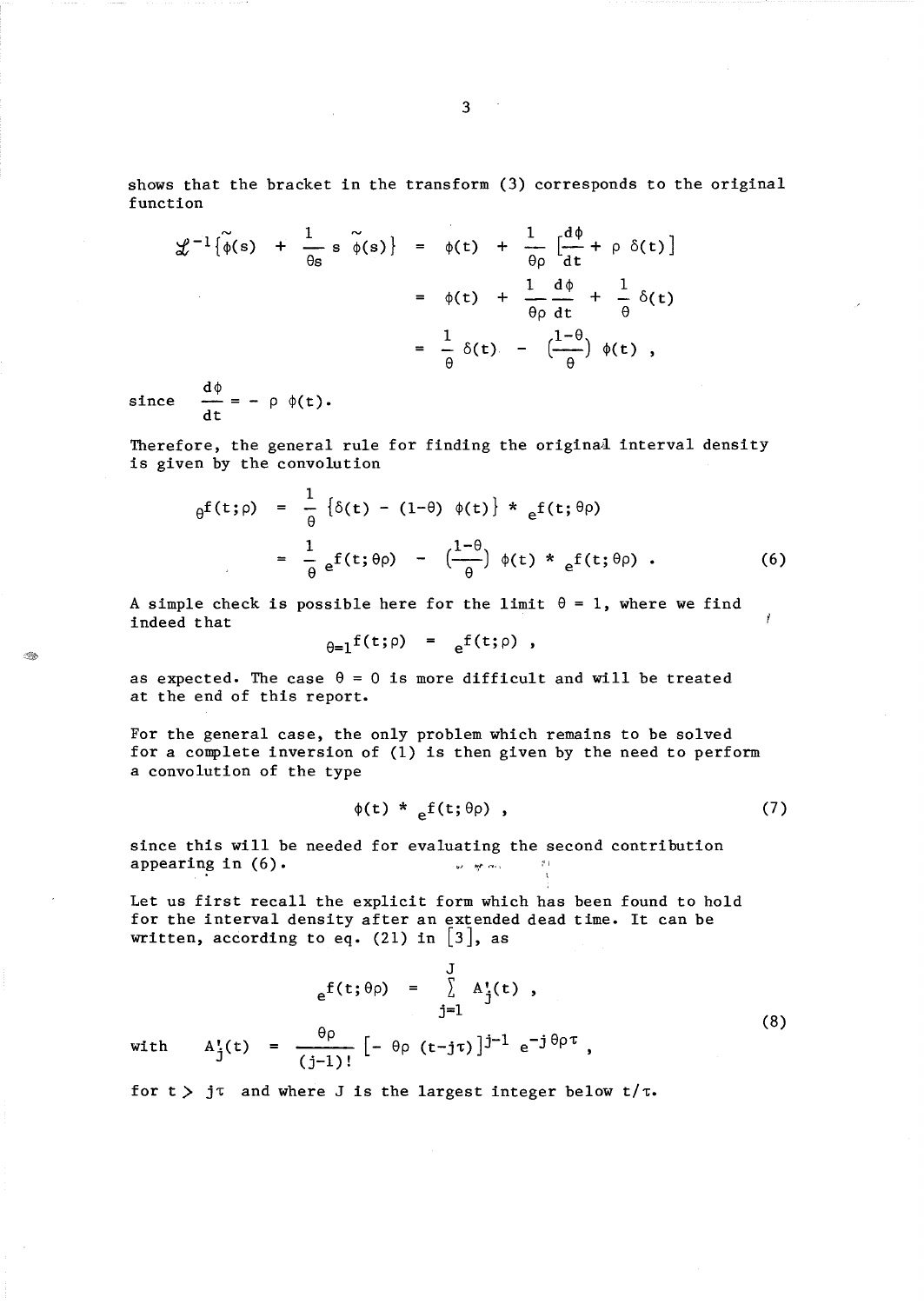shows that the bracket in the transform (3) corresponds to the original function

$$\mathcal{L}^{-1}\{\tilde{\phi}(s) + \frac{1}{\theta s} s \tilde{\phi}(s)\} = \phi(t) + \frac{1}{\theta\rho}[\frac{d\phi}{dt} + \rho\,\delta(t)]$$

$$= \phi(t) + \frac{1}{\theta\rho}\frac{d\phi}{dt} + \frac{1}{\theta}\delta(t)$$

$$= \frac{1}{\theta}\delta(t) - (\frac{1-\theta}{\theta})\,\phi(t) ,$$

since $\frac{d\phi}{dt} = -\rho\,\phi(t)$.

Therefore, the general rule for finding the original interval density is given by the convolution

$$_{\theta}f(t;\rho) = \frac{1}{\theta}\{\delta(t) - (1-\theta)\,\phi(t)\} * {}_{e}f(t;\theta\rho)$$

$$= \frac{1}{\theta}\,{}_{e}f(t;\theta\rho) - (\frac{1-\theta}{\theta})\,\phi(t) * {}_{e}f(t;\theta\rho) . \tag{6}$$

A simple check is possible here for the limit $\theta = 1$, where we find indeed that

$$_{\theta=1}f(t;\rho) = {}_{e}f(t;\rho) ,$$

as expected. The case $\theta = 0$ is more difficult and will be treated at the end of this report.

For the general case, the only problem which remains to be solved for a complete inversion of (1) is then given by the need to perform a convolution of the type

$$\phi(t) * {}_{e}f(t;\theta\rho) , \tag{7}$$

since this will be needed for evaluating the second contribution appearing in (6).

Let us first recall the explicit form which has been found to hold for the interval density after an extended dead time. It can be written, according to eq. (21) in [3], as

$$_{e}f(t;\theta\rho) = \sum_{j=1}^{J} A'_j(t) ,$$

$$\text{with} \quad A'_j(t) = \frac{\theta\rho}{(j-1)!}\,[-\,\theta\rho\,(t-j\tau)]^{j-1}\,e^{-j\,\theta\rho\tau} , \tag{8}$$

for $t > j\tau$ and where $J$ is the largest integer below $t/\tau$.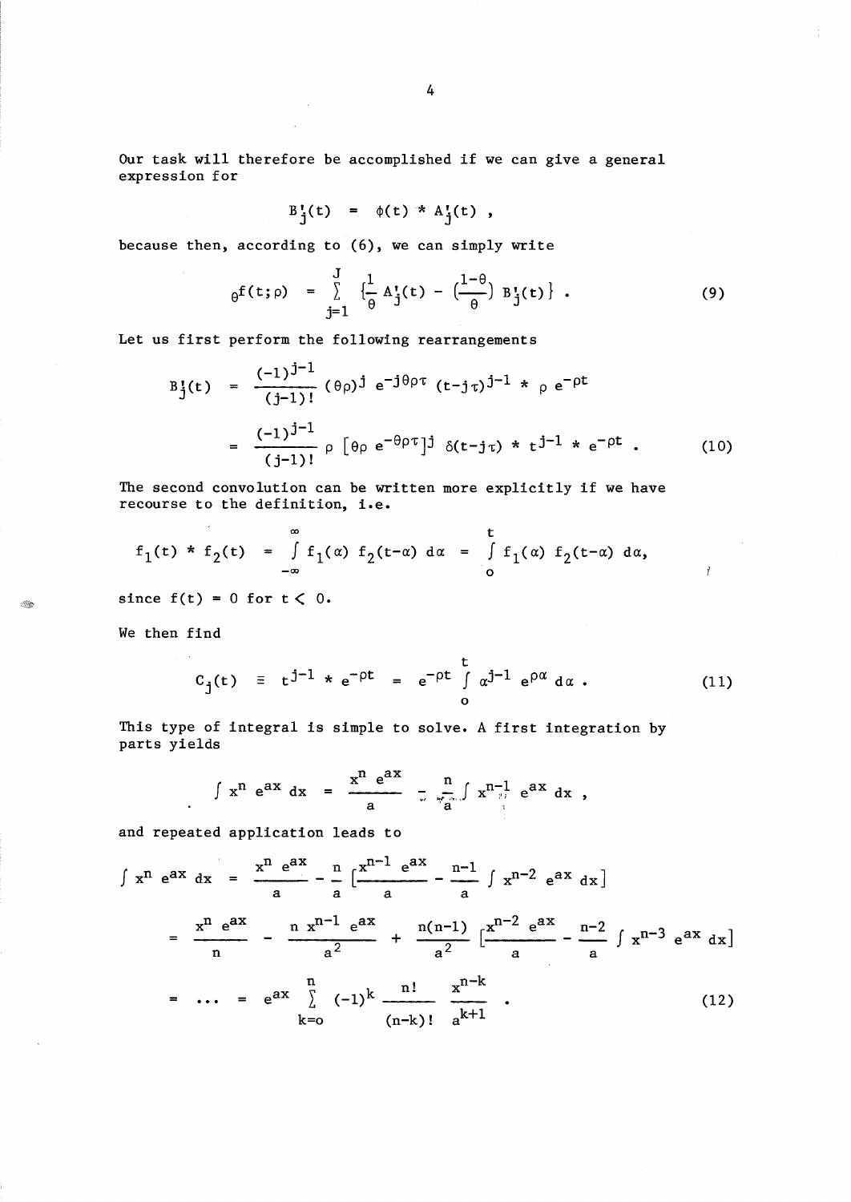Our task will therefore be accomplished if we can give a general expression for

$$B_j'(t) = \phi(t) * A_j'(t) ,$$

because then, according to (6), we can simply write

$$_{\theta}f(t;\rho) = \sum_{j=1}^{J} \left\{\frac{1}{\theta} A_j'(t) - \left(\frac{1-\theta}{\theta}\right) B_j'(t)\right\} . \tag{9}$$

Let us first perform the following rearrangements

$$\begin{aligned} B_j'(t) &= \frac{(-1)^{j-1}}{(j-1)!} (\theta\rho)^j e^{-j\theta\rho\tau} (t-j\tau)^{j-1} * \rho e^{-\rho t} \\ &= \frac{(-1)^{j-1}}{(j-1)!} \rho \left[\theta\rho e^{-\theta\rho\tau}\right]^j \delta(t-j\tau) * t^{j-1} * e^{-\rho t} . \end{aligned} \tag{10}$$

The second convolution can be written more explicitly if we have recourse to the definition, i.e.

$$f_1(t) * f_2(t) = \int_{-\infty}^{\infty} f_1(\alpha) f_2(t-\alpha) d\alpha = \int_{0}^{t} f_1(\alpha) f_2(t-\alpha) d\alpha,$$

since $f(t) = 0$ for $t < 0$.

We then find

$$C_j(t) \equiv t^{j-1} * e^{-\rho t} = e^{-\rho t} \int_{0}^{t} \alpha^{j-1} e^{\rho\alpha} d\alpha . \tag{11}$$

This type of integral is simple to solve. A first integration by parts yields

$$\int x^n e^{ax} dx = \frac{x^n e^{ax}}{a} - \frac{n}{a} \int x^{n-1} e^{ax} dx ,$$

and repeated application leads to

$$\begin{aligned} \int x^n e^{ax} dx &= \frac{x^n e^{ax}}{a} - \frac{n}{a} \left[\frac{x^{n-1} e^{ax}}{a} - \frac{n-1}{a} \int x^{n-2} e^{ax} dx\right] \\ &= \frac{x^n e^{ax}}{n} - \frac{n x^{n-1} e^{ax}}{a^2} + \frac{n(n-1)}{a^2} \left[\frac{x^{n-2} e^{ax}}{a} - \frac{n-2}{a} \int x^{n-3} e^{ax} dx\right] \\ &= \dots = e^{ax} \sum_{k=0}^{n} (-1)^k \frac{n!}{(n-k)!} \frac{x^{n-k}}{a^{k+1}} . \end{aligned} \tag{12}$$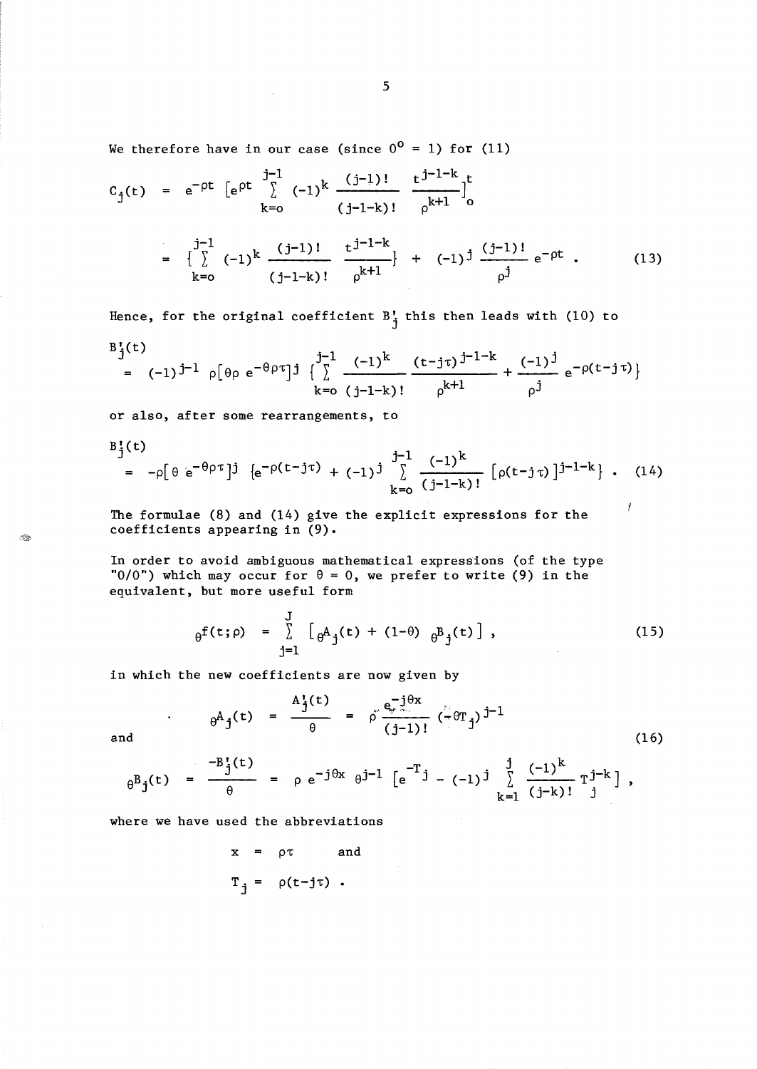We therefore have in our case (since $0^o = 1$) for (11)

$$C_j(t) = e^{-\rho t} \left[ e^{\rho t} \sum_{k=o}^{j-1} (-1)^k \frac{(j-1)!}{(j-1-k)!} \frac{t^{j-1-k}}{\rho^{k+1}} \right]_o^t$$

$$= \left\{ \sum_{k=o}^{j-1} (-1)^k \frac{(j-1)!}{(j-1-k)!} \frac{t^{j-1-k}}{\rho^{k+1}} \right\} + (-1)^j \frac{(j-1)!}{\rho^j} e^{-\rho t} . \qquad (13)$$

Hence, for the original coefficient $B'_j$ this then leads with (10) to

$$B'_j(t) = (-1)^{j-1} \rho [\theta \rho \, e^{-\theta \rho \tau}]^j \left\{ \sum_{k=o}^{j-1} \frac{(-1)^k}{(j-1-k)!} \frac{(t-j\tau)^{j-1-k}}{\rho^{k+1}} + \frac{(-1)^j}{\rho^j} e^{-\rho(t-j\tau)} \right\}$$

or also, after some rearrangements, to

$$B'_j(t) = -\rho [\theta \, e^{-\theta \rho \tau}]^j \left\{ e^{-\rho(t-j\tau)} + (-1)^j \sum_{k=o}^{j-1} \frac{(-1)^k}{(j-1-k)!} [\rho(t-j\tau)]^{j-1-k} \right\} . \qquad (14)$$

The formulae (8) and (14) give the explicit expressions for the coefficients appearing in (9).

In order to avoid ambiguous mathematical expressions (of the type "0/0") which may occur for $\theta = 0$, we prefer to write (9) in the equivalent, but more useful form

$$_\theta f(t;\rho) = \sum_{j=1}^{J} \left[ _\theta A_j(t) + (1-\theta) \; _\theta B_j(t) \right] , \qquad (15)$$

in which the new coefficients are now given by

$$_\theta A_j(t) = \frac{A'_j(t)}{\theta} = \rho \frac{e^{-j\theta x}}{(j-1)!} (-\theta T_j)^{j-1}$$

and $\qquad (16)$

$$_\theta B_j(t) = \frac{-B'_j(t)}{\theta} = \rho \, e^{-j\theta x} \, \theta^{j-1} \left[ e^{-T_j} - (-1)^j \sum_{k=1}^{j} \frac{(-1)^k}{(j-k)!} T_j^{j-k} \right] ,$$

where we have used the abbreviations

$$x = \rho\tau \qquad \text{and}$$

$$T_j = \rho(t-j\tau) .$$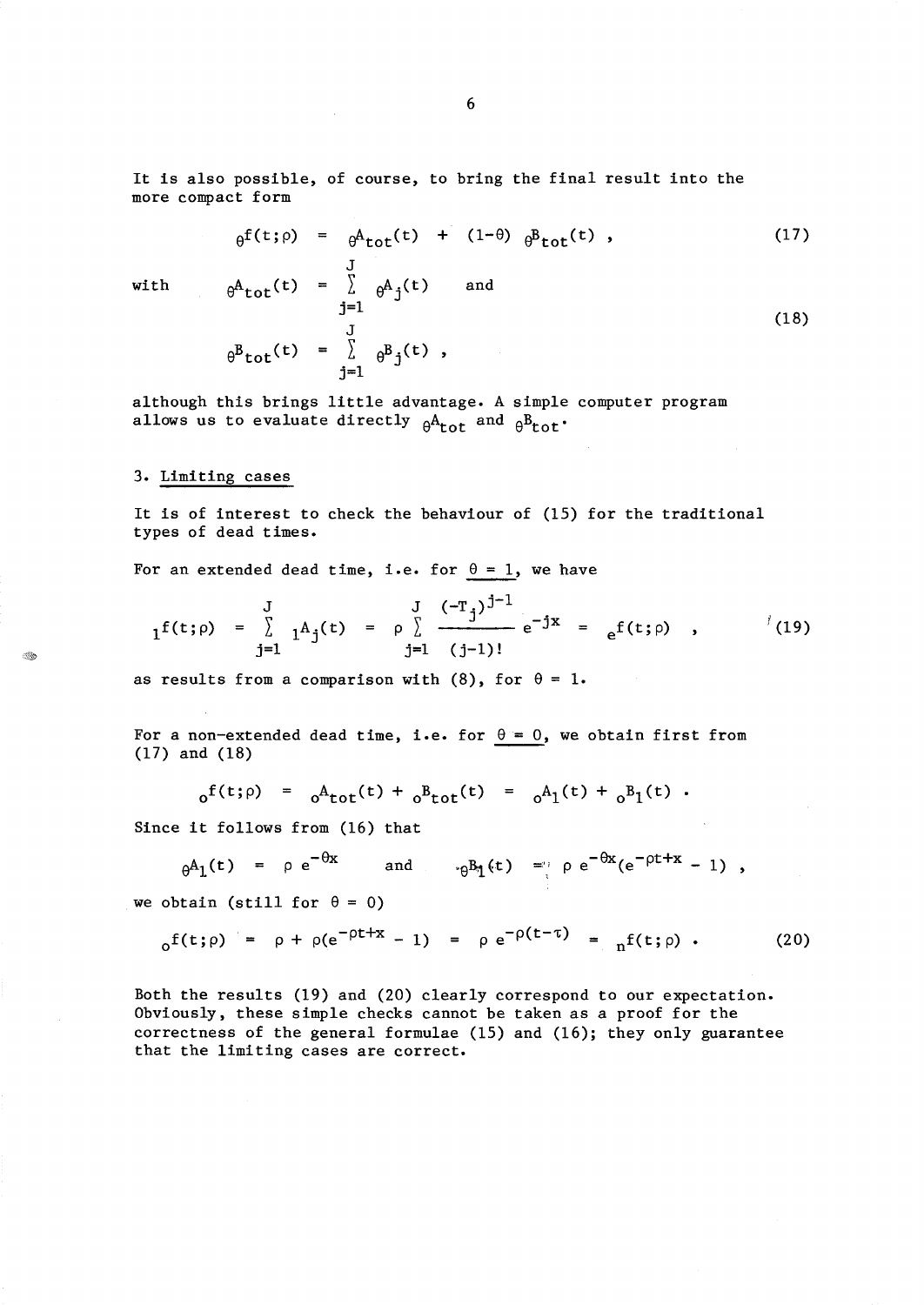It is also possible, of course, to bring the final result into the more compact form

$$
{}_\theta f(t;\rho) = {}_\theta A_{tot}(t) + (1-\theta)\, {}_\theta B_{tot}(t) , \tag{17}
$$

with

$$
{}_\theta A_{tot}(t) = \sum_{j=1}^{J} {}_\theta A_j(t) \quad \text{and} \qquad {}_\theta B_{tot}(t) = \sum_{j=1}^{J} {}_\theta B_j(t) , \tag{18}
$$

although this brings little advantage. A simple computer program allows us to evaluate directly ${}_\theta A_{tot}$ and ${}_\theta B_{tot}$.

### 3. Limiting cases

It is of interest to check the behaviour of (15) for the traditional types of dead times.

For an extended dead time, i.e. for $\theta = 1$, we have

$$
{}_1 f(t;\rho) = \sum_{j=1}^{J} {}_1 A_j(t) = \rho \sum_{j=1}^{J} \frac{(-T_j)^{j-1}}{(j-1)!} e^{-jx} = {}_e f(t;\rho) , \tag{19}
$$

as results from a comparison with (8), for $\theta = 1$.

For a non-extended dead time, i.e. for $\theta = 0$, we obtain first from (17) and (18)

$$
{}_o f(t;\rho) = {}_o A_{tot}(t) + {}_o B_{tot}(t) = {}_o A_1(t) + {}_o B_1(t) .
$$

Since it follows from (16) that

$$
{}_\theta A_1(t) = \rho\, e^{-\theta x} \qquad \text{and} \qquad {}_\theta B_1(t) = \rho\, e^{-\theta x}(e^{-\rho t + x} - 1) ,
$$

we obtain (still for $\theta = 0$)

$$
{}_o f(t;\rho) = \rho + \rho(e^{-\rho t + x} - 1) = \rho\, e^{-\rho(t-\tau)} = {}_n f(t;\rho) . \tag{20}
$$

Both the results (19) and (20) clearly correspond to our expectation. Obviously, these simple checks cannot be taken as a proof for the correctness of the general formulae (15) and (16); they only guarantee that the limiting cases are correct.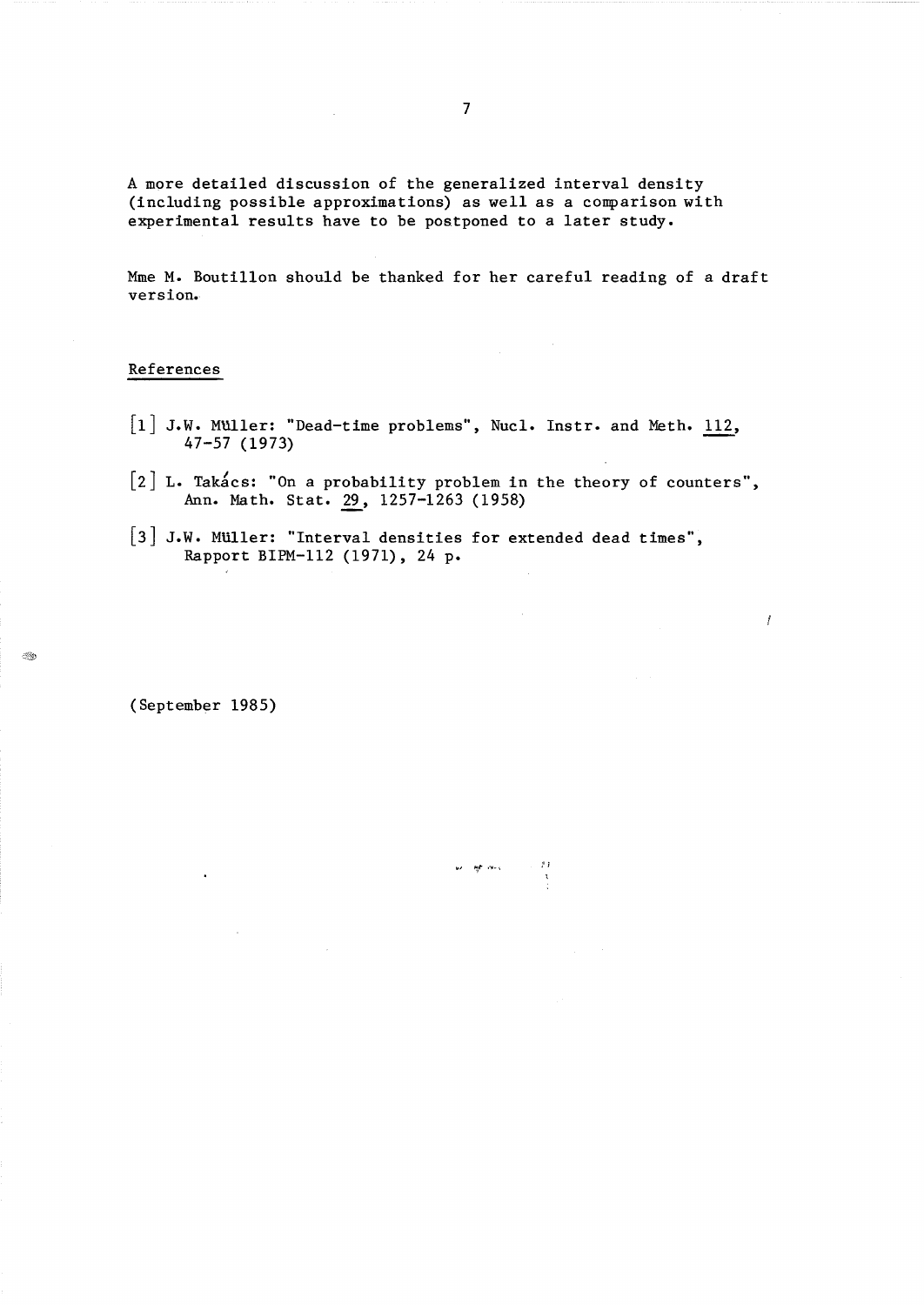A more detailed discussion of the generalized interval density (including possible approximations) as well as a comparison with experimental results have to be postponed to a later study.

Mme M. Boutillon should be thanked for her careful reading of a draft version.

## References

[1] J.W. Müller: "Dead-time problems", Nucl. Instr. and Meth. 112, 47-57 (1973)

[2] L. Takács: "On a probability problem in the theory of counters", Ann. Math. Stat. 29, 1257-1263 (1958)

[3] J.W. Müller: "Interval densities for extended dead times", Rapport BIPM-112 (1971), 24 p.

(September 1985)